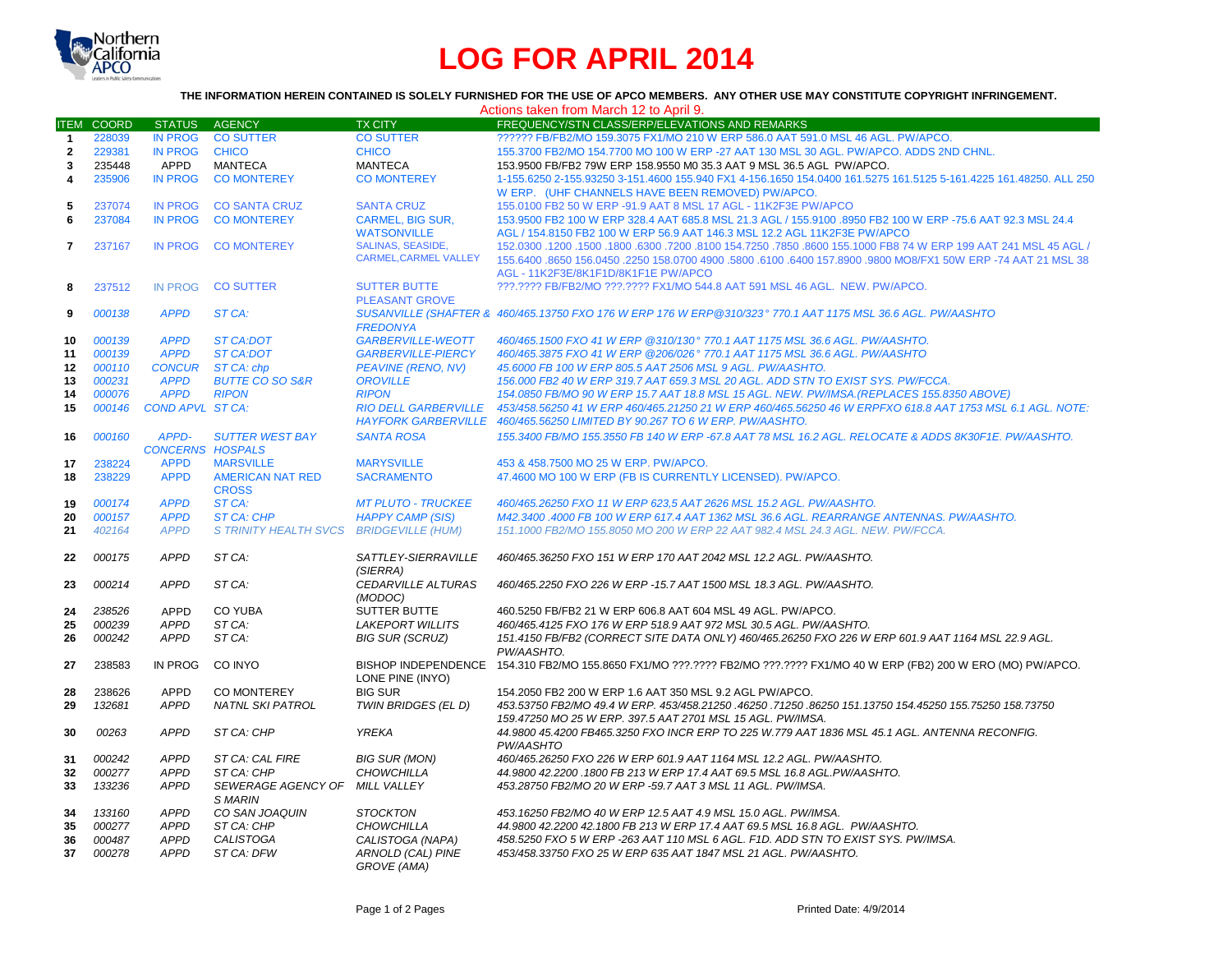# LOG FOR APRIL 2014

**THE INFORMATION HEREIN CONTAINED IS SOLELY FURNISHED FOR THE USE OF APCO MEMBERS. ANY OTHER USE MAY CONSTITUTE COPYRIGHT INFRINGEMENT.**

Actions taken from March 12 to April 9.

| ITEM | COORD | STATUS | AGENCY | TX CITY | FREQUENCY/STN CLASS/ERP/ELEVATIONS AND REMARKS |
|---|---|---|---|---|---|
| 1 | 228039 | IN PROG | CO SUTTER | CO SUTTER | ?????? FB/FB2/MO 159.3075 FX1/MO 210 W ERP 586.0 AAT 591.0 MSL 46 AGL. PW/APCO. |
| 2 | 229381 | IN PROG | CHICO | CHICO | 155.3700 FB2/MO 154.7700 MO 100 W ERP -27 AAT 130 MSL 30 AGL. PW/APCO. ADDS 2ND CHNL. |
| 3 | 235448 | APPD | MANTECA | MANTECA | 153.9500 FB/FB2 79W ERP 158.9550 M0 35.3 AAT 9 MSL 36.5 AGL PW/APCO. |
| 4 | 235906 | IN PROG | CO MONTEREY | CO MONTEREY | 1-155.6250 2-155.93250 3-151.4600 155.940 FX1 4-156.1650 154.0400 161.5275 161.5125 5-161.4225 161.48250. ALL 250 W ERP. (UHF CHANNELS HAVE BEEN REMOVED) PW/APCO. |
| 5 | 237074 | IN PROG | CO SANTA CRUZ | SANTA CRUZ | 155.0100 FB2 50 W ERP -91.9 AAT 8 MSL 17 AGL - 11K2F3E PW/APCO |
| 6 | 237084 | IN PROG | CO MONTEREY | CARMEL, BIG SUR, WATSONVILLE | 153.9500 FB2 100 W ERP 328.4 AAT 685.8 MSL 21.3 AGL / 155.9100 .8950 FB2 100 W ERP -75.6 AAT 92.3 MSL 24.4 AGL / 154.8150 FB2 100 W ERP 56.9 AAT 146.3 MSL 12.2 AGL 11K2F3E PW/APCO |
| 7 | 237167 | IN PROG | CO MONTEREY | SALINAS, SEASIDE, CARMEL,CARMEL VALLEY | 152.0300 .1200 .1500 .1800 .6300 .7200 .8100 154.7250 .7850 .8600 155.1000 FB8 74 W ERP 199 AAT 241 MSL 45 AGL / 155.6400 .8650 156.0450 .2250 158.0700 4900 .5800 .6100 .6400 157.8900 .9800 MO8/FX1 50W ERP -74 AAT 21 MSL 38 AGL - 11K2F3E/8K1F1D/8K1F1E PW/APCO |
| 8 | 237512 | IN PROG | CO SUTTER | SUTTER BUTTE PLEASANT GROVE | ???.???? FB/FB2/MO ???.???? FX1/MO 544.8 AAT 591 MSL 46 AGL. NEW. PW/APCO. |
| 9 | *000138* | *APPD* | *ST CA:* | *SUSANVILLE (SHAFTER & FREDONYA* | *460/465.13750 FXO 176 W ERP 176 W ERP@310/323° 770.1 AAT 1175 MSL 36.6 AGL. PW/AASHTO* |
| 10 | *000139* | *APPD* | *ST CA:DOT* | *GARBERVILLE-WEOTT* | *460/465.1500 FXO 41 W ERP @310/130° 770.1 AAT 1175 MSL 36.6 AGL. PW/AASHTO.* |
| 11 | *000139* | *APPD* | *ST CA:DOT* | *GARBERVILLE-PIERCY* | *460/465.3875 FXO 41 W ERP @206/026° 770.1 AAT 1175 MSL 36.6 AGL. PW/AASHTO* |
| 12 | *000110* | *CONCUR* | *ST CA: chp* | *PEAVINE (RENO, NV)* | *45.6000 FB 100 W ERP 805.5 AAT 2506 MSL 9 AGL. PW/AASHTO.* |
| 13 | *000231* | *APPD* | *BUTTE CO SO S&R* | *OROVILLE* | *156.000 FB2 40 W ERP 319.7 AAT 659.3 MSL 20 AGL. ADD STN TO EXIST SYS. PW/FCCA.* |
| 14 | *000076* | *APPD* | *RIPON* | *RIPON* | *154.0850 FB/MO 90 W ERP 15.7 AAT 18.8 MSL 15 AGL. NEW. PW/IMSA.(REPLACES 155.8350 ABOVE)* |
| 15 | *000146* | *COND APVL* | *ST CA:* | *RIO DELL GARBERVILLE HAYFORK GARBERVILLE* | *453/458.56250 41 W ERP 460/465.21250 21 W ERP 460/465.56250 46 W ERPFXO 618.8 AAT 1753 MSL 6.1 AGL. NOTE: 460/465.56250 LIMITED BY 90.267 TO 6 W ERP. PW/AASHTO.* |
| 16 | *000160* | *APPD-CONCERNS* | *SUTTER WEST BAY HOSPALS* | *SANTA ROSA* | *155.3400 FB/MO 155.3550 FB 140 W ERP -67.8 AAT 78 MSL 16.2 AGL. RELOCATE & ADDS 8K30F1E. PW/AASHTO.* |
| 17 | 238224 | APPD | MARSVILLE | MARYSVILLE | 453 & 458.7500 MO 25 W ERP. PW/APCO. |
| 18 | 238229 | APPD | AMERICAN NAT RED CROSS | SACRAMENTO | 47.4600 MO 100 W ERP (FB IS CURRENTLY LICENSED). PW/APCO. |
| 19 | *000174* | *APPD* | *ST CA:* | *MT PLUTO - TRUCKEE* | *460/465.26250 FXO 11 W ERP 623,5 AAT 2626 MSL 15.2 AGL. PW/AASHTO.* |
| 20 | *000157* | *APPD* | *ST CA: CHP* | *HAPPY CAMP (SIS)* | *M42.3400 .4000 FB 100 W ERP 617.4 AAT 1362 MSL 36.6 AGL. REARRANGE ANTENNAS. PW/AASHTO.* |
| 21 | *402164* | *APPD* | *S TRINITY HEALTH SVCS* | *BRIDGEVILLE (HUM)* | *151.1000 FB2/MO 155.8050 MO 200 W ERP 22 AAT 982.4 MSL 24.3 AGL. NEW. PW/FCCA.* |
| 22 | *000175* | *APPD* | *ST CA:* | *SATTLEY-SIERRAVILLE (SIERRA)* | *460/465.36250 FXO 151 W ERP 170 AAT 2042 MSL 12.2 AGL. PW/AASHTO.* |
| 23 | *000214* | *APPD* | *ST CA:* | *CEDARVILLE ALTURAS (MODOC)* | *460/465.2250 FXO 226 W ERP -15.7 AAT 1500 MSL 18.3 AGL. PW/AASHTO.* |
| 24 | *238526* | APPD | CO YUBA | SUTTER BUTTE | 460.5250 FB/FB2 21 W ERP 606.8 AAT 604 MSL 49 AGL. PW/APCO. |
| 25 | *000239* | *APPD* | *ST CA:* | *LAKEPORT WILLITS* | *460/465.4125 FXO 176 W ERP 518.9 AAT 972 MSL 30.5 AGL. PW/AASHTO.* |
| 26 | *000242* | *APPD* | *ST CA:* | *BIG SUR (SCRUZ)* | *151.4150 FB/FB2 (CORRECT SITE DATA ONLY) 460/465.26250 FXO 226 W ERP 601.9 AAT 1164 MSL 22.9 AGL. PW/AASHTO.* |
| 27 | 238583 | IN PROG | CO INYO | BISHOP INDEPENDENCE LONE PINE (INYO) | 154.310 FB2/MO 155.8650 FX1/MO ???.???? FB2/MO ???.???? FX1/MO 40 W ERP (FB2) 200 W ERO (MO) PW/APCO. |
| 28 | 238626 | APPD | CO MONTEREY | BIG SUR | 154.2050 FB2 200 W ERP 1.6 AAT 350 MSL 9.2 AGL PW/APCO. |
| 29 | *132681* | *APPD* | *NATNL SKI PATROL* | *TWIN BRIDGES (EL D)* | *453.53750 FB2/MO 49.4 W ERP. 453/458.21250 .46250 .71250 .86250 151.13750 154.45250 155.75250 158.73750 159.47250 MO 25 W ERP. 397.5 AAT 2701 MSL 15 AGL. PW/IMSA.* |
| 30 | *00263* | *APPD* | *ST CA: CHP* | *YREKA* | *44.9800 45.4200 FB/FB465.3250 FXO INCR ERP TO 225 W.779 AAT 1836 MSL 45.1 AGL. ANTENNA RECONFIG. PW/AASHTO* |
| 31 | *000242* | *APPD* | *ST CA: CAL FIRE* | *BIG SUR (MON)* | *460/465.26250 FXO 226 W ERP 601.9 AAT 1164 MSL 12.2 AGL. PW/AASHTO.* |
| 32 | *000277* | *APPD* | *ST CA: CHP* | *CHOWCHILLA* | *44.9800 42.2200 .1800 FB 213 W ERP 17.4 AAT 69.5 MSL 16.8 AGL.PW/AASHTO.* |
| 33 | *133236* | *APPD* | *SEWERAGE AGENCY OF S MARIN* | *MILL VALLEY* | *453.28750 FB2/MO 20 W ERP -59.7 AAT 3 MSL 11 AGL. PW/IMSA.* |
| 34 | *133160* | *APPD* | *CO SAN JOAQUIN* | *STOCKTON* | *453.16250 FB2/MO 40 W ERP 12.5 AAT 4.9 MSL 15.0 AGL. PW/IMSA.* |
| 35 | *000277* | *APPD* | *ST CA: CHP* | *CHOWCHILLA* | *44.9800 42.2200 42.1800 FB 213 W ERP 17.4 AAT 69.5 MSL 16.8 AGL. PW/AASHTO.* |
| 36 | *000487* | *APPD* | *CALISTOGA* | *CALISTOGA (NAPA)* | *458.5250 FXO 5 W ERP -263 AAT 110 MSL 6 AGL. F1D. ADD STN TO EXIST SYS. PW/IMSA.* |
| 37 | *000278* | *APPD* | *ST CA: DFW* | *ARNOLD (CAL) PINE GROVE (AMA)* | *453/458.33750 FXO 25 W ERP 635 AAT 1847 MSL 21 AGL. PW/AASHTO.* |

Printed Date: 4/9/2014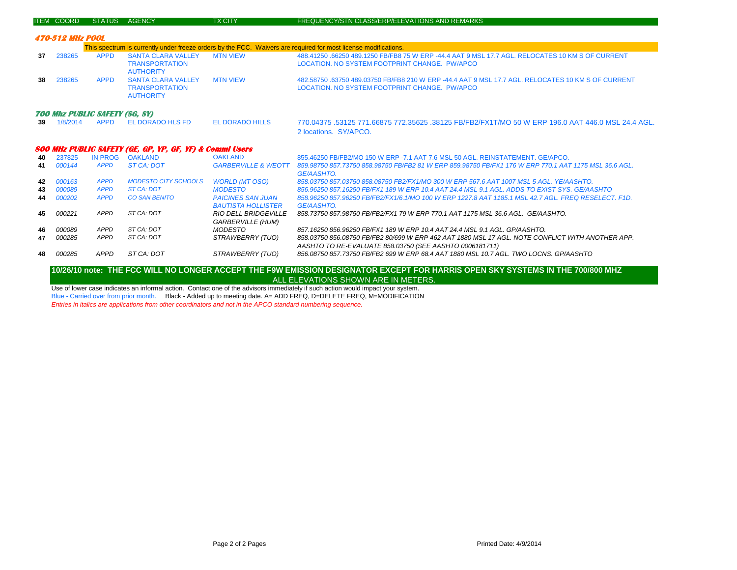| ITEM | COORD | STATUS | AGENCY | TX CITY | FREQUENCY/STN CLASS/ERP/ELEVATIONS AND REMARKS |
|---|---|---|---|---|---|
| **470-512 MHz POOL** | | | | | |
| | | | This spectrum is currently under freeze orders by the FCC. Waivers are required for most license modifications. | | |
| 37 | 238265 | APPD | SANTA CLARA VALLEY TRANSPORTATION AUTHORITY | MTN VIEW | 488.41250 .66250 489.1250 FB/FB8 75 W ERP -44.4 AAT 9 MSL 17.7 AGL. RELOCATES 10 KM S OF CURRENT LOCATION. NO SYSTEM FOOTPRINT CHANGE. PW/APCO |
| 38 | 238265 | APPD | SANTA CLARA VALLEY TRANSPORTATION AUTHORITY | MTN VIEW | 482.58750 .63750 489.03750 FB/FB8 210 W ERP -44.4 AAT 9 MSL 17.7 AGL. RELOCATES 10 KM S OF CURRENT LOCATION. NO SYSTEM FOOTPRINT CHANGE. PW/APCO |
| **700 Mhz PUBLIC SAFETY (SG, SY)** | | | | | |
| 39 | 1/8/2014 | APPD | EL DORADO HLS FD | EL DORADO HILLS | 770.04375 .53125 771.66875 772.35625 .38125 FB/FB2/FX1T/MO 50 W ERP 196.0 AAT 446.0 MSL 24.4 AGL. 2 locations. SY/APCO. |
| **800 MHz PUBLIC SAFETY (GE, GP, YP, GF, YF) & Comml Users** | | | | | |
| 40 | 237825 | IN PROG | OAKLAND | OAKLAND | 855.46250 FB/FB2/MO 150 W ERP -7.1 AAT 7.6 MSL 50 AGL. REINSTATEMENT. GE/APCO. |
| 41 | *000144* | *APPD* | *ST CA: DOT* | *GARBERVILLE & WEOTT* | *859.98750 857.73750 858.98750 FB/FB2 81 W ERP 859.98750 FB/FX1 176 W ERP 770.1 AAT 1175 MSL 36.6 AGL. GE/AASHTO.* |
| 42 | *000163* | *APPD* | *MODESTO CITY SCHOOLS* | *WORLD (MT OSO)* | *858.03750 857.03750 858.08750 FB2/FX1/MO 300 W ERP 567.6 AAT 1007 MSL 5 AGL. YE/AASHTO.* |
| 43 | *000089* | *APPD* | *ST CA: DOT* | *MODESTO* | *856.96250 857.16250 FB/FX1 189 W ERP 10.4 AAT 24.4 MSL 9.1 AGL. ADDS TO EXIST SYS. GE/AASHTO* |
| 44 | *000202* | *APPD* | *CO SAN BENITO* | *PAICINES SAN JUAN BAUTISTA HOLLISTER* | *858.96250 857.96250 FB/FB2/FX1/6.1/MO 100 W ERP 1227.8 AAT 1185.1 MSL 42.7 AGL. FREQ RESELECT. F1D. GE/AASHTO.* |
| 45 | *000221* | *APPD* | *ST CA: DOT* | *RIO DELL BRIDGEVILLE GARBERVILLE (HUM)* | *858.73750 857.98750 FB/FB2/FX1 79 W ERP 770.1 AAT 1175 MSL 36.6 AGL. GE/AASHTO.* |
| 46 | *000089* | *APPD* | *ST CA: DOT* | *MODESTO* | *857.16250 856.96250 FB/FX1 189 W ERP 10.4 AAT 24.4 MSL 9.1 AGL. GP/AASHTO.* |
| 47 | *000285* | *APPD* | *ST CA: DOT* | *STRAWBERRY (TUO)* | *858.03750 856.08750 FB/FB2 80/699 W ERP 462 AAT 1880 MSL 17 AGL. NOTE CONFLICT WITH ANOTHER APP. AASHTO TO RE-EVALUATE 858.03750 (SEE AASHTO 0006181711)* |
| 48 | *000285* | *APPD* | *ST CA: DOT* | *STRAWBERRY (TUO)* | *856.08750 857.73750 FB/FB2 699 W ERP 68.4 AAT 1880 MSL 10.7 AGL. TWO LOCNS. GP/AASHTO* |

**10/26/10 note: THE FCC WILL NO LONGER ACCEPT THE F9W EMISSION DESIGNATOR EXCEPT FOR HARRIS OPEN SKY SYSTEMS IN THE 700/800 MHZ**

ALL ELEVATIONS SHOWN ARE IN METERS.

Use of lower case indicates an informal action. Contact one of the advisors immediately if such action would impact your system.

Blue - Carried over from prior month. Black - Added up to meeting date. A= ADD FREQ, D=DELETE FREQ, M=MODIFICATION

*Entries in italics are applications from other coordinators and not in the APCO standard numbering sequence.*

Printed Date: 4/9/2014